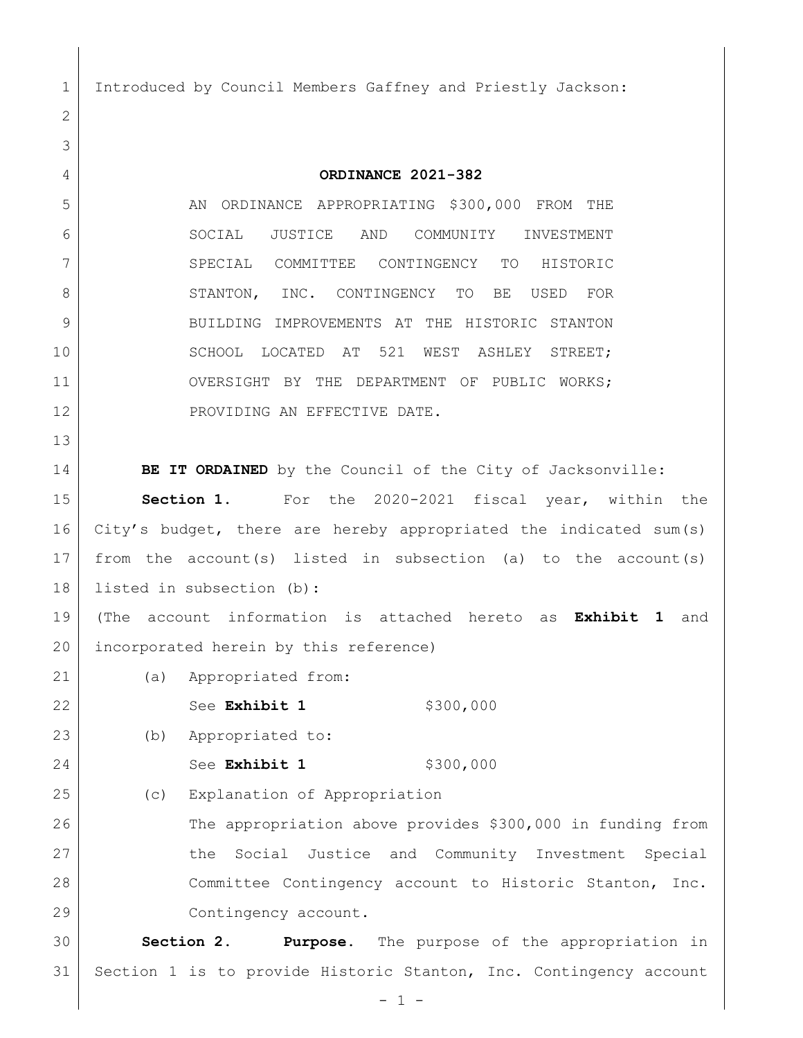Introduced by Council Members Gaffney and Priestly Jackson:

**ORDINANCE 2021-382**

AN ORDINANCE APPROPRIATING $300,000 FROM THE SOCIAL JUSTICE AND COMMUNITY INVESTMENT SPECIAL COMMITTEE CONTINGENCY TO HISTORIC STANTON, INC. CONTINGENCY TO BE USED FOR BUILDING IMPROVEMENTS AT THE HISTORIC STANTON SCHOOL LOCATED AT 521 WEST ASHLEY STREET; OVERSIGHT BY THE DEPARTMENT OF PUBLIC WORKS; PROVIDING AN EFFECTIVE DATE.

**BE IT ORDAINED** by the Council of the City of Jacksonville:

**Section 1.** For the 2020-2021 fiscal year, within the City's budget, there are hereby appropriated the indicated sum(s) from the account(s) listed in subsection (a) to the account(s) listed in subsection (b):

(The account information is attached hereto as **Exhibit 1** and incorporated herein by this reference)

(a) Appropriated from:

See **Exhibit 1** $300,000

(b) Appropriated to:

See **Exhibit 1** $300,000

(c) Explanation of Appropriation

The appropriation above provides $300,000 in funding from the Social Justice and Community Investment Special Committee Contingency account to Historic Stanton, Inc. Contingency account.

**Section 2. Purpose.** The purpose of the appropriation in Section 1 is to provide Historic Stanton, Inc. Contingency account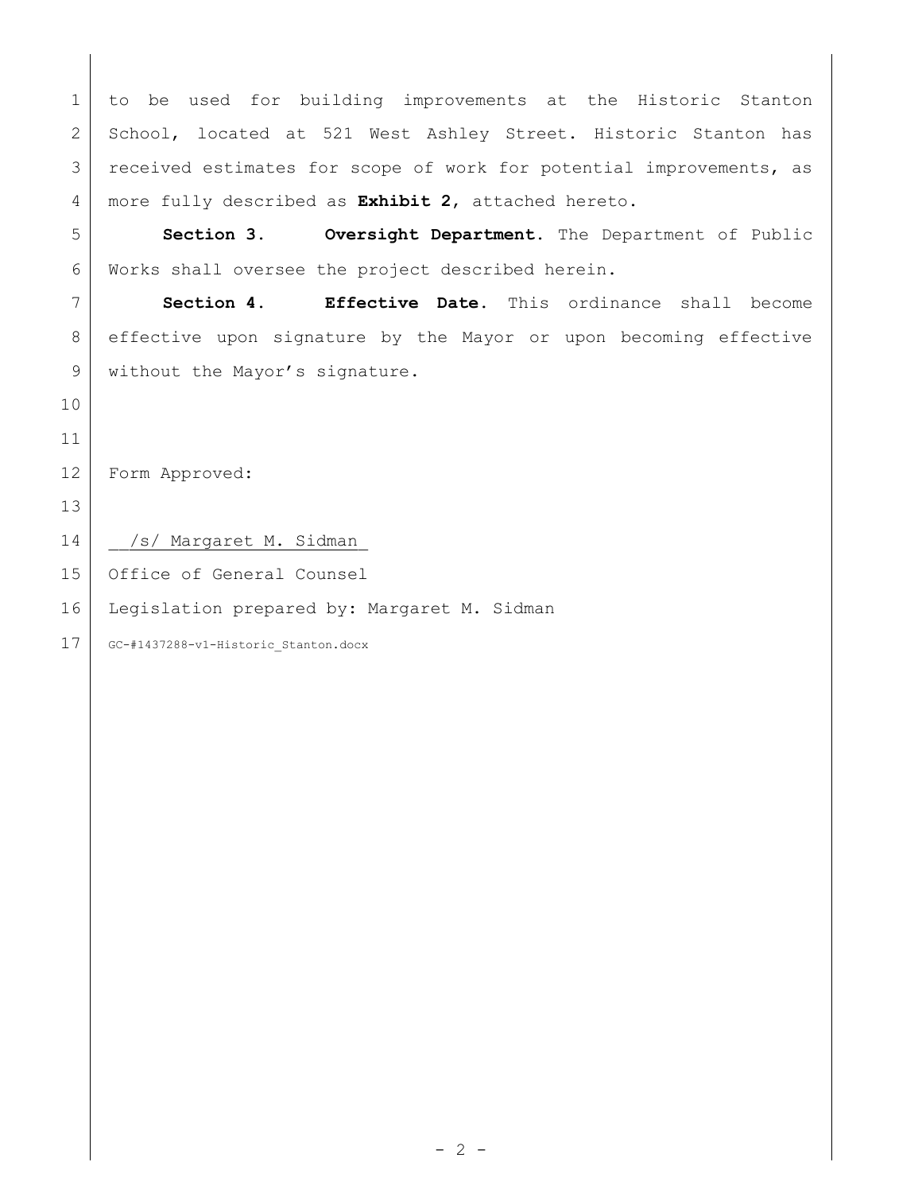to be used for building improvements at the Historic Stanton School, located at 521 West Ashley Street. Historic Stanton has received estimates for scope of work for potential improvements, as more fully described as **Exhibit 2**, attached hereto.

**Section 3. Oversight Department.** The Department of Public Works shall oversee the project described herein.

**Section 4. Effective Date.** This ordinance shall become effective upon signature by the Mayor or upon becoming effective without the Mayor's signature.

Form Approved:

/s/ Margaret M. Sidman

Office of General Counsel

Legislation prepared by: Margaret M. Sidman

GC-#1437288-v1-Historic_Stanton.docx